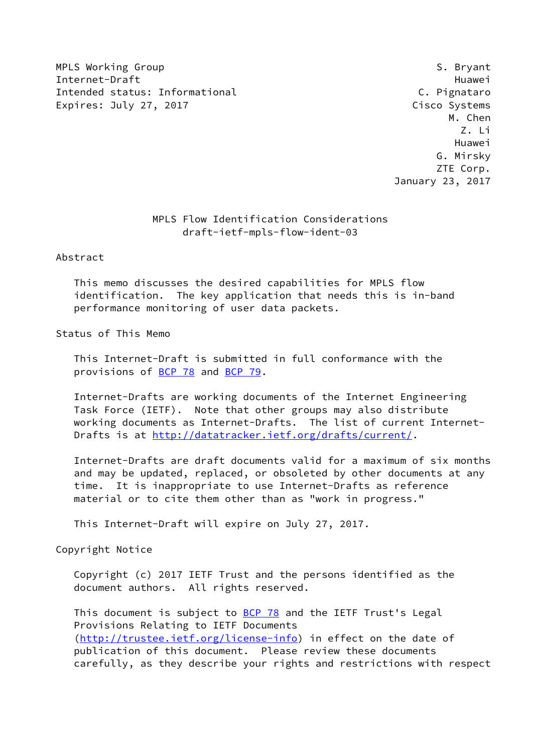MPLS Working Group S. Bryant
Internet-Draft Huawei
Intended status: Informational C. Pignataro
Expires: July 27, 2017 Cisco Systems
M. Chen
Z. Li
Huawei
G. Mirsky
ZTE Corp.
January 23, 2017

# MPLS Flow Identification Considerations
draft-ietf-mpls-flow-ident-03

## Abstract

This memo discusses the desired capabilities for MPLS flow identification. The key application that needs this is in-band performance monitoring of user data packets.

## Status of This Memo

This Internet-Draft is submitted in full conformance with the provisions of BCP 78 and BCP 79.

Internet-Drafts are working documents of the Internet Engineering Task Force (IETF). Note that other groups may also distribute working documents as Internet-Drafts. The list of current Internet-Drafts is at http://datatracker.ietf.org/drafts/current/.

Internet-Drafts are draft documents valid for a maximum of six months and may be updated, replaced, or obsoleted by other documents at any time. It is inappropriate to use Internet-Drafts as reference material or to cite them other than as "work in progress."

This Internet-Draft will expire on July 27, 2017.

## Copyright Notice

Copyright (c) 2017 IETF Trust and the persons identified as the document authors. All rights reserved.

This document is subject to BCP 78 and the IETF Trust's Legal Provisions Relating to IETF Documents (http://trustee.ietf.org/license-info) in effect on the date of publication of this document. Please review these documents carefully, as they describe your rights and restrictions with respect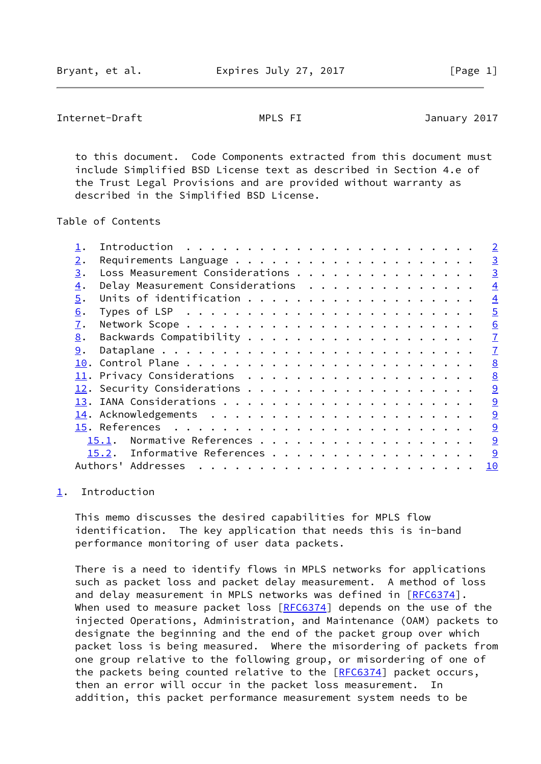to this document. Code Components extracted from this document must include Simplified BSD License text as described in Section 4.e of the Trust Legal Provisions and are provided without warranty as described in the Simplified BSD License.

Table of Contents

```
   1.  Introduction  . . . . . . . . . . . . . . . . . . . . . . . .   2
   2.  Requirements Language . . . . . . . . . . . . . . . . . . . .   3
   3.  Loss Measurement Considerations . . . . . . . . . . . . . . .   3
   4.  Delay Measurement Considerations  . . . . . . . . . . . . . .   4
   5.  Units of identification . . . . . . . . . . . . . . . . . . .   4
   6.  Types of LSP  . . . . . . . . . . . . . . . . . . . . . . . .   5
   7.  Network Scope . . . . . . . . . . . . . . . . . . . . . . . .   6
   8.  Backwards Compatibility . . . . . . . . . . . . . . . . . . .   7
   9.  Dataplane . . . . . . . . . . . . . . . . . . . . . . . . . .   7
   10. Control Plane . . . . . . . . . . . . . . . . . . . . . . . .   8
   11. Privacy Considerations  . . . . . . . . . . . . . . . . . . .   8
   12. Security Considerations . . . . . . . . . . . . . . . . . . .   9
   13. IANA Considerations . . . . . . . . . . . . . . . . . . . . .   9
   14. Acknowledgements  . . . . . . . . . . . . . . . . . . . . . .   9
   15. References  . . . . . . . . . . . . . . . . . . . . . . . . .   9
     15.1.  Normative References . . . . . . . . . . . . . . . . . .   9
     15.2.  Informative References . . . . . . . . . . . . . . . . .   9
   Authors' Addresses  . . . . . . . . . . . . . . . . . . . . . . .  10
```

## 1. Introduction

This memo discusses the desired capabilities for MPLS flow identification. The key application that needs this is in-band performance monitoring of user data packets.

There is a need to identify flows in MPLS networks for applications such as packet loss and packet delay measurement. A method of loss and delay measurement in MPLS networks was defined in [RFC6374]. When used to measure packet loss [RFC6374] depends on the use of the injected Operations, Administration, and Maintenance (OAM) packets to designate the beginning and the end of the packet group over which packet loss is being measured. Where the misordering of packets from one group relative to the following group, or misordering of one of the packets being counted relative to the [RFC6374] packet occurs, then an error will occur in the packet loss measurement. In addition, this packet performance measurement system needs to be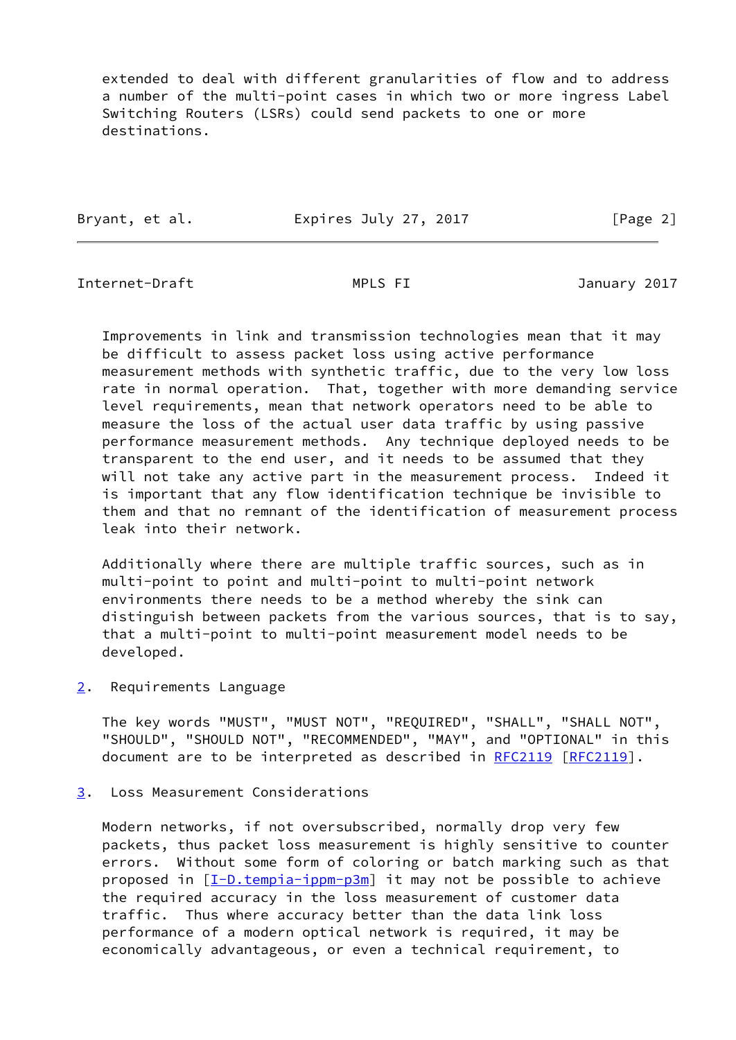extended to deal with different granularities of flow and to address a number of the multi-point cases in which two or more ingress Label Switching Routers (LSRs) could send packets to one or more destinations.

Improvements in link and transmission technologies mean that it may be difficult to assess packet loss using active performance measurement methods with synthetic traffic, due to the very low loss rate in normal operation. That, together with more demanding service level requirements, mean that network operators need to be able to measure the loss of the actual user data traffic by using passive performance measurement methods. Any technique deployed needs to be transparent to the end user, and it needs to be assumed that they will not take any active part in the measurement process. Indeed it is important that any flow identification technique be invisible to them and that no remnant of the identification of measurement process leak into their network.

Additionally where there are multiple traffic sources, such as in multi-point to point and multi-point to multi-point network environments there needs to be a method whereby the sink can distinguish between packets from the various sources, that is to say, that a multi-point to multi-point measurement model needs to be developed.

## 2. Requirements Language

The key words "MUST", "MUST NOT", "REQUIRED", "SHALL", "SHALL NOT", "SHOULD", "SHOULD NOT", "RECOMMENDED", "MAY", and "OPTIONAL" in this document are to be interpreted as described in RFC2119 [RFC2119].

## 3. Loss Measurement Considerations

Modern networks, if not oversubscribed, normally drop very few packets, thus packet loss measurement is highly sensitive to counter errors. Without some form of coloring or batch marking such as that proposed in [I-D.tempia-ippm-p3m] it may not be possible to achieve the required accuracy in the loss measurement of customer data traffic. Thus where accuracy better than the data link loss performance of a modern optical network is required, it may be economically advantageous, or even a technical requirement, to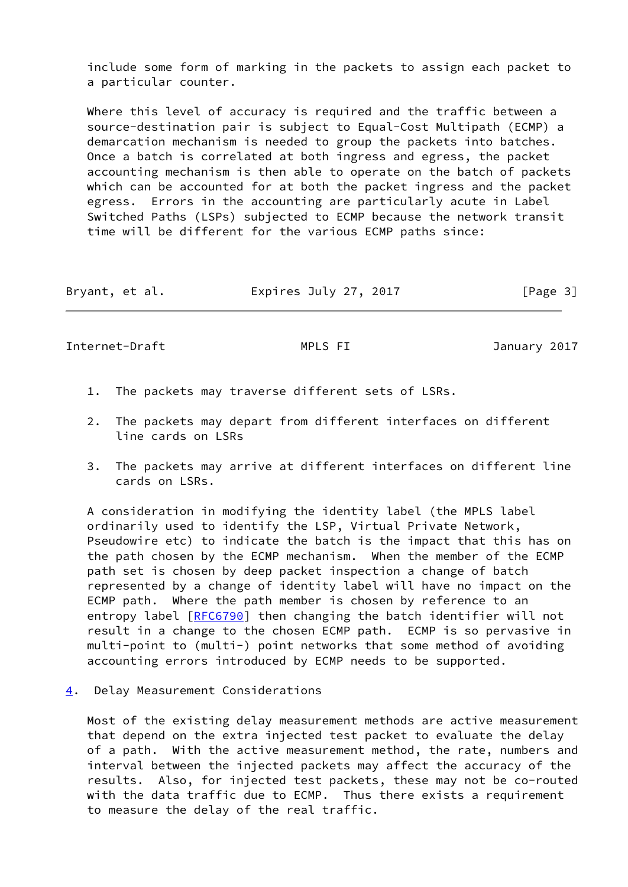include some form of marking in the packets to assign each packet to a particular counter.

Where this level of accuracy is required and the traffic between a source-destination pair is subject to Equal-Cost Multipath (ECMP) a demarcation mechanism is needed to group the packets into batches. Once a batch is correlated at both ingress and egress, the packet accounting mechanism is then able to operate on the batch of packets which can be accounted for at both the packet ingress and the packet egress. Errors in the accounting are particularly acute in Label Switched Paths (LSPs) subjected to ECMP because the network transit time will be different for the various ECMP paths since:

1. The packets may traverse different sets of LSRs.

2. The packets may depart from different interfaces on different line cards on LSRs

3. The packets may arrive at different interfaces on different line cards on LSRs.

A consideration in modifying the identity label (the MPLS label ordinarily used to identify the LSP, Virtual Private Network, Pseudowire etc) to indicate the batch is the impact that this has on the path chosen by the ECMP mechanism. When the member of the ECMP path set is chosen by deep packet inspection a change of batch represented by a change of identity label will have no impact on the ECMP path. Where the path member is chosen by reference to an entropy label [RFC6790] then changing the batch identifier will not result in a change to the chosen ECMP path. ECMP is so pervasive in multi-point to (multi-) point networks that some method of avoiding accounting errors introduced by ECMP needs to be supported.

## 4. Delay Measurement Considerations

Most of the existing delay measurement methods are active measurement that depend on the extra injected test packet to evaluate the delay of a path. With the active measurement method, the rate, numbers and interval between the injected packets may affect the accuracy of the results. Also, for injected test packets, these may not be co-routed with the data traffic due to ECMP. Thus there exists a requirement to measure the delay of the real traffic.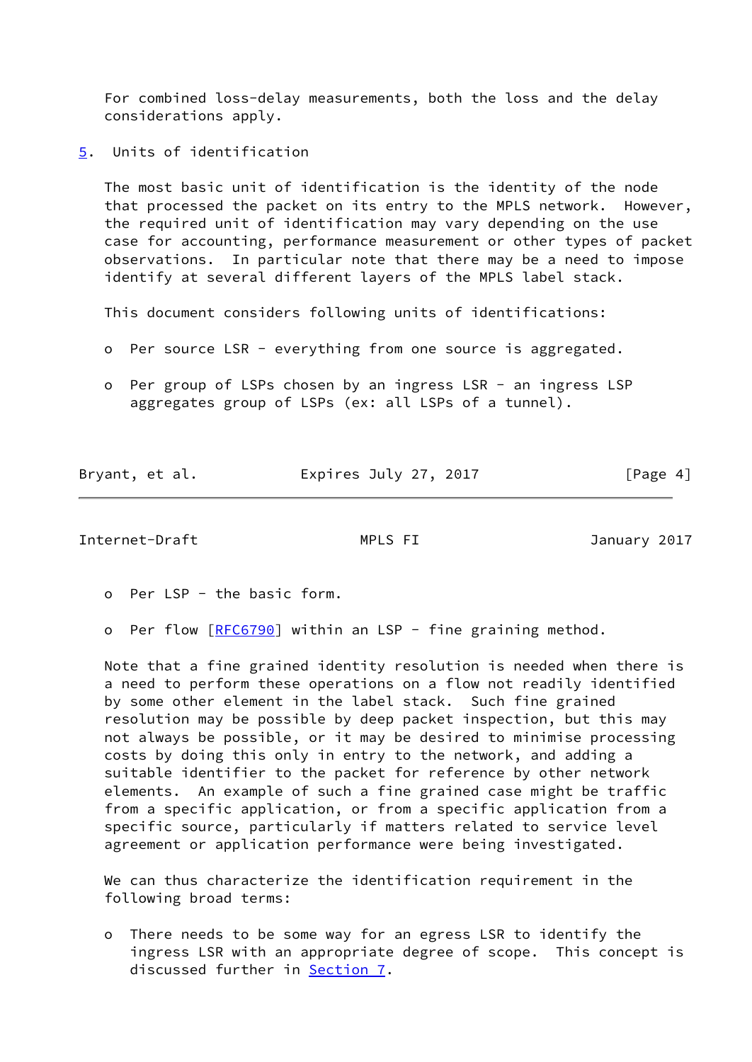For combined loss-delay measurements, both the loss and the delay considerations apply.

## 5. Units of identification

The most basic unit of identification is the identity of the node that processed the packet on its entry to the MPLS network. However, the required unit of identification may vary depending on the use case for accounting, performance measurement or other types of packet observations. In particular note that there may be a need to impose identify at several different layers of the MPLS label stack.

This document considers following units of identifications:

- Per source LSR - everything from one source is aggregated.
- Per group of LSPs chosen by an ingress LSR - an ingress LSP aggregates group of LSPs (ex: all LSPs of a tunnel).
- Per LSP - the basic form.
- Per flow [RFC6790] within an LSP - fine graining method.

Note that a fine grained identity resolution is needed when there is a need to perform these operations on a flow not readily identified by some other element in the label stack. Such fine grained resolution may be possible by deep packet inspection, but this may not always be possible, or it may be desired to minimise processing costs by doing this only in entry to the network, and adding a suitable identifier to the packet for reference by other network elements. An example of such a fine grained case might be traffic from a specific application, or from a specific application from a specific source, particularly if matters related to service level agreement or application performance were being investigated.

We can thus characterize the identification requirement in the following broad terms:

- There needs to be some way for an egress LSR to identify the ingress LSR with an appropriate degree of scope. This concept is discussed further in Section 7.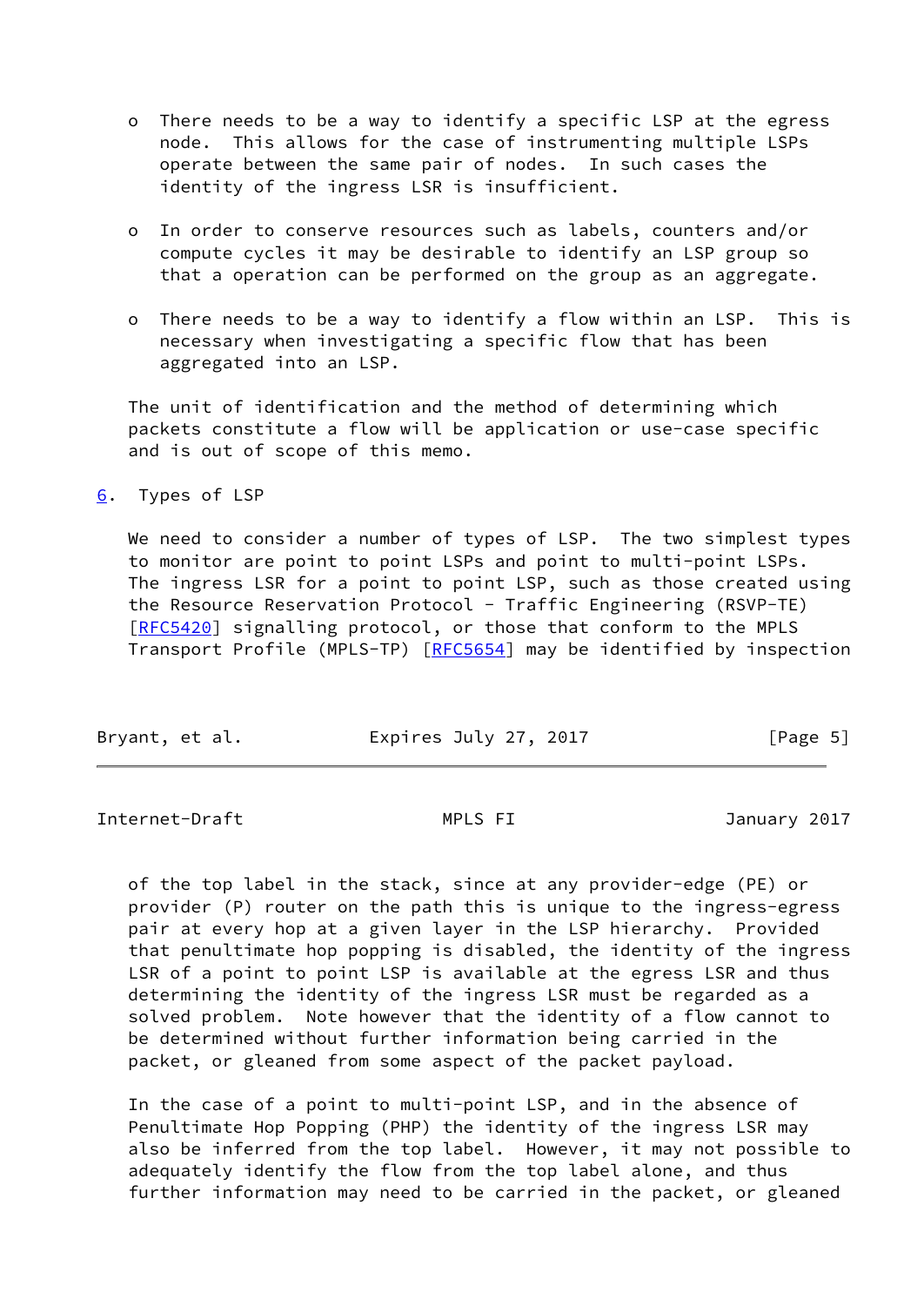- There needs to be a way to identify a specific LSP at the egress node. This allows for the case of instrumenting multiple LSPs operate between the same pair of nodes. In such cases the identity of the ingress LSR is insufficient.

- In order to conserve resources such as labels, counters and/or compute cycles it may be desirable to identify an LSP group so that a operation can be performed on the group as an aggregate.

- There needs to be a way to identify a flow within an LSP. This is necessary when investigating a specific flow that has been aggregated into an LSP.

The unit of identification and the method of determining which packets constitute a flow will be application or use-case specific and is out of scope of this memo.

## 6. Types of LSP

We need to consider a number of types of LSP. The two simplest types to monitor are point to point LSPs and point to multi-point LSPs. The ingress LSR for a point to point LSP, such as those created using the Resource Reservation Protocol - Traffic Engineering (RSVP-TE) [RFC5420] signalling protocol, or those that conform to the MPLS Transport Profile (MPLS-TP) [RFC5654] may be identified by inspection of the top label in the stack, since at any provider-edge (PE) or provider (P) router on the path this is unique to the ingress-egress pair at every hop at a given layer in the LSP hierarchy. Provided that penultimate hop popping is disabled, the identity of the ingress LSR of a point to point LSP is available at the egress LSR and thus determining the identity of the ingress LSR must be regarded as a solved problem. Note however that the identity of a flow cannot to be determined without further information being carried in the packet, or gleaned from some aspect of the packet payload.

In the case of a point to multi-point LSP, and in the absence of Penultimate Hop Popping (PHP) the identity of the ingress LSR may also be inferred from the top label. However, it may not possible to adequately identify the flow from the top label alone, and thus further information may need to be carried in the packet, or gleaned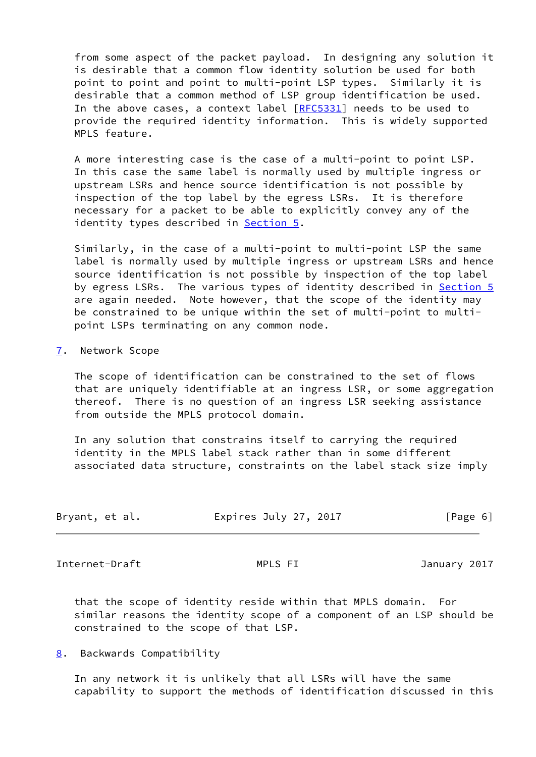from some aspect of the packet payload. In designing any solution it is desirable that a common flow identity solution be used for both point to point and point to multi-point LSP types. Similarly it is desirable that a common method of LSP group identification be used. In the above cases, a context label [RFC5331] needs to be used to provide the required identity information. This is widely supported MPLS feature.

A more interesting case is the case of a multi-point to point LSP. In this case the same label is normally used by multiple ingress or upstream LSRs and hence source identification is not possible by inspection of the top label by the egress LSRs. It is therefore necessary for a packet to be able to explicitly convey any of the identity types described in Section 5.

Similarly, in the case of a multi-point to multi-point LSP the same label is normally used by multiple ingress or upstream LSRs and hence source identification is not possible by inspection of the top label by egress LSRs. The various types of identity described in Section 5 are again needed. Note however, that the scope of the identity may be constrained to be unique within the set of multi-point to multi-point LSPs terminating on any common node.

## 7. Network Scope

The scope of identification can be constrained to the set of flows that are uniquely identifiable at an ingress LSR, or some aggregation thereof. There is no question of an ingress LSR seeking assistance from outside the MPLS protocol domain.

In any solution that constrains itself to carrying the required identity in the MPLS label stack rather than in some different associated data structure, constraints on the label stack size imply that the scope of identity reside within that MPLS domain. For similar reasons the identity scope of a component of an LSP should be constrained to the scope of that LSP.

## 8. Backwards Compatibility

In any network it is unlikely that all LSRs will have the same capability to support the methods of identification discussed in this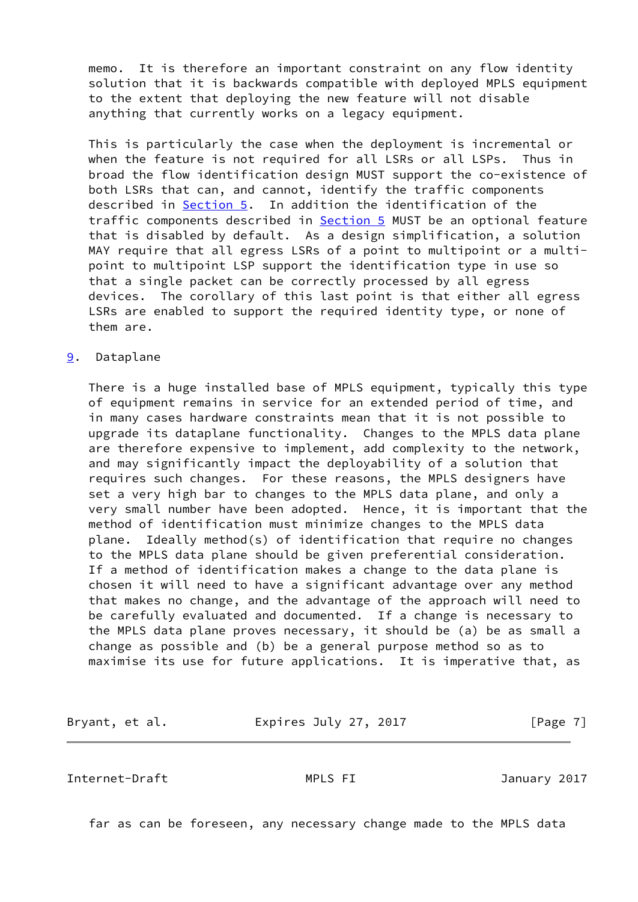memo. It is therefore an important constraint on any flow identity solution that it is backwards compatible with deployed MPLS equipment to the extent that deploying the new feature will not disable anything that currently works on a legacy equipment.

This is particularly the case when the deployment is incremental or when the feature is not required for all LSRs or all LSPs. Thus in broad the flow identification design MUST support the co-existence of both LSRs that can, and cannot, identify the traffic components described in Section 5. In addition the identification of the traffic components described in Section 5 MUST be an optional feature that is disabled by default. As a design simplification, a solution MAY require that all egress LSRs of a point to multipoint or a multi-point to multipoint LSP support the identification type in use so that a single packet can be correctly processed by all egress devices. The corollary of this last point is that either all egress LSRs are enabled to support the required identity type, or none of them are.

## 9. Dataplane

There is a huge installed base of MPLS equipment, typically this type of equipment remains in service for an extended period of time, and in many cases hardware constraints mean that it is not possible to upgrade its dataplane functionality. Changes to the MPLS data plane are therefore expensive to implement, add complexity to the network, and may significantly impact the deployability of a solution that requires such changes. For these reasons, the MPLS designers have set a very high bar to changes to the MPLS data plane, and only a very small number have been adopted. Hence, it is important that the method of identification must minimize changes to the MPLS data plane. Ideally method(s) of identification that require no changes to the MPLS data plane should be given preferential consideration. If a method of identification makes a change to the data plane is chosen it will need to have a significant advantage over any method that makes no change, and the advantage of the approach will need to be carefully evaluated and documented. If a change is necessary to the MPLS data plane proves necessary, it should be (a) be as small a change as possible and (b) be a general purpose method so as to maximise its use for future applications. It is imperative that, as far as can be foreseen, any necessary change made to the MPLS data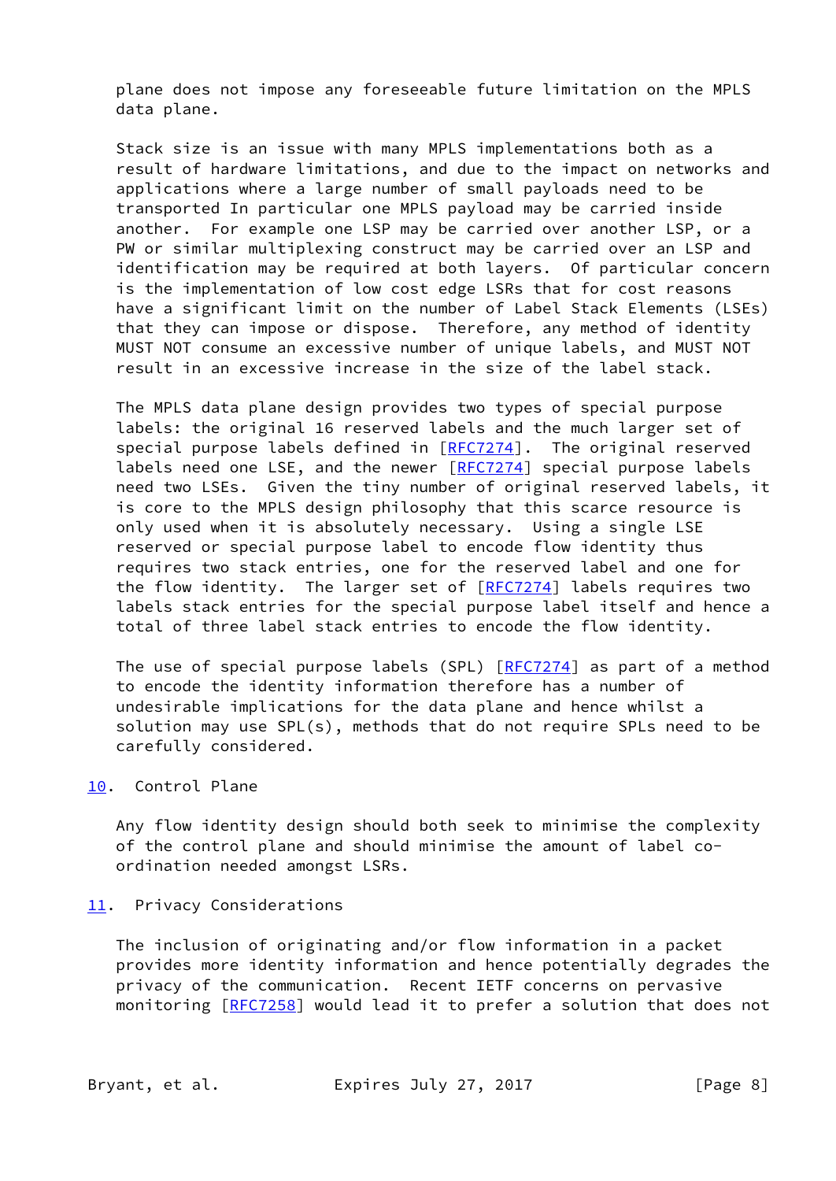plane does not impose any foreseeable future limitation on the MPLS data plane.

Stack size is an issue with many MPLS implementations both as a result of hardware limitations, and due to the impact on networks and applications where a large number of small payloads need to be transported In particular one MPLS payload may be carried inside another. For example one LSP may be carried over another LSP, or a PW or similar multiplexing construct may be carried over an LSP and identification may be required at both layers. Of particular concern is the implementation of low cost edge LSRs that for cost reasons have a significant limit on the number of Label Stack Elements (LSEs) that they can impose or dispose. Therefore, any method of identity MUST NOT consume an excessive number of unique labels, and MUST NOT result in an excessive increase in the size of the label stack.

The MPLS data plane design provides two types of special purpose labels: the original 16 reserved labels and the much larger set of special purpose labels defined in [RFC7274]. The original reserved labels need one LSE, and the newer [RFC7274] special purpose labels need two LSEs. Given the tiny number of original reserved labels, it is core to the MPLS design philosophy that this scarce resource is only used when it is absolutely necessary. Using a single LSE reserved or special purpose label to encode flow identity thus requires two stack entries, one for the reserved label and one for the flow identity. The larger set of [RFC7274] labels requires two labels stack entries for the special purpose label itself and hence a total of three label stack entries to encode the flow identity.

The use of special purpose labels (SPL) [RFC7274] as part of a method to encode the identity information therefore has a number of undesirable implications for the data plane and hence whilst a solution may use SPL(s), methods that do not require SPLs need to be carefully considered.

## 10. Control Plane

Any flow identity design should both seek to minimise the complexity of the control plane and should minimise the amount of label co-ordination needed amongst LSRs.

## 11. Privacy Considerations

The inclusion of originating and/or flow information in a packet provides more identity information and hence potentially degrades the privacy of the communication. Recent IETF concerns on pervasive monitoring [RFC7258] would lead it to prefer a solution that does not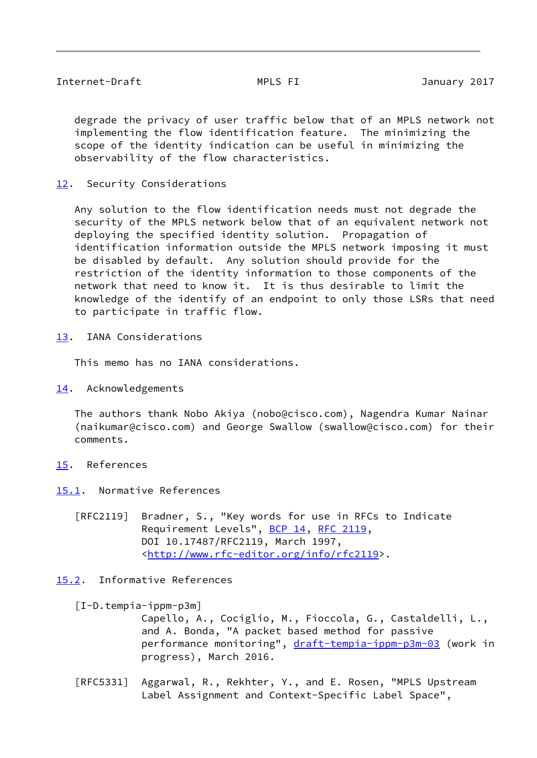degrade the privacy of user traffic below that of an MPLS network not implementing the flow identification feature. The minimizing the scope of the identity indication can be useful in minimizing the observability of the flow characteristics.

## 12. Security Considerations

Any solution to the flow identification needs must not degrade the security of the MPLS network below that of an equivalent network not deploying the specified identity solution. Propagation of identification information outside the MPLS network imposing it must be disabled by default. Any solution should provide for the restriction of the identity information to those components of the network that need to know it. It is thus desirable to limit the knowledge of the identify of an endpoint to only those LSRs that need to participate in traffic flow.

## 13. IANA Considerations

This memo has no IANA considerations.

## 14. Acknowledgements

The authors thank Nobo Akiya (nobo@cisco.com), Nagendra Kumar Nainar (naikumar@cisco.com) and George Swallow (swallow@cisco.com) for their comments.

## 15. References

### 15.1. Normative References

[RFC2119] Bradner, S., "Key words for use in RFCs to Indicate Requirement Levels", BCP 14, RFC 2119, DOI 10.17487/RFC2119, March 1997, <http://www.rfc-editor.org/info/rfc2119>.

### 15.2. Informative References

[I-D.tempia-ippm-p3m] Capello, A., Cociglio, M., Fioccola, G., Castaldelli, L., and A. Bonda, "A packet based method for passive performance monitoring", draft-tempia-ippm-p3m-03 (work in progress), March 2016.

[RFC5331] Aggarwal, R., Rekhter, Y., and E. Rosen, "MPLS Upstream Label Assignment and Context-Specific Label Space",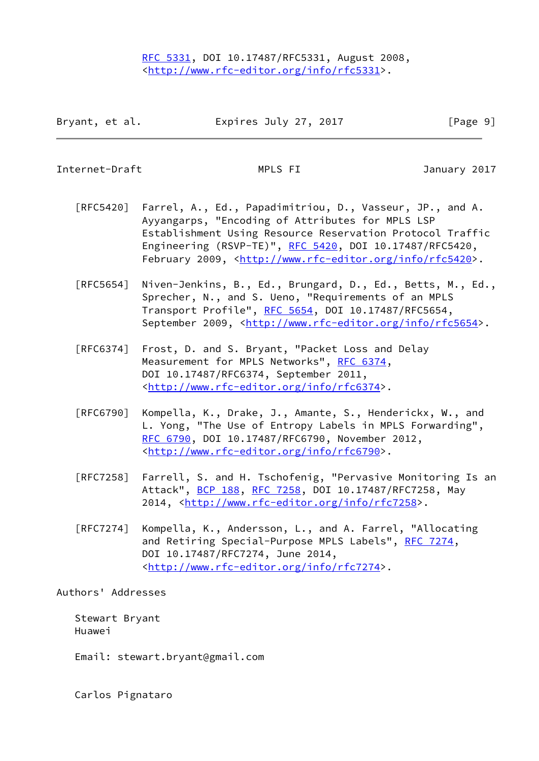RFC 5331, DOI 10.17487/RFC5331, August 2008, <http://www.rfc-editor.org/info/rfc5331>.

[RFC5420] Farrel, A., Ed., Papadimitriou, D., Vasseur, JP., and A. Ayyangarps, "Encoding of Attributes for MPLS LSP Establishment Using Resource Reservation Protocol Traffic Engineering (RSVP-TE)", RFC 5420, DOI 10.17487/RFC5420, February 2009, <http://www.rfc-editor.org/info/rfc5420>.

[RFC5654] Niven-Jenkins, B., Ed., Brungard, D., Ed., Betts, M., Ed., Sprecher, N., and S. Ueno, "Requirements of an MPLS Transport Profile", RFC 5654, DOI 10.17487/RFC5654, September 2009, <http://www.rfc-editor.org/info/rfc5654>.

[RFC6374] Frost, D. and S. Bryant, "Packet Loss and Delay Measurement for MPLS Networks", RFC 6374, DOI 10.17487/RFC6374, September 2011, <http://www.rfc-editor.org/info/rfc6374>.

[RFC6790] Kompella, K., Drake, J., Amante, S., Henderickx, W., and L. Yong, "The Use of Entropy Labels in MPLS Forwarding", RFC 6790, DOI 10.17487/RFC6790, November 2012, <http://www.rfc-editor.org/info/rfc6790>.

[RFC7258] Farrell, S. and H. Tschofenig, "Pervasive Monitoring Is an Attack", BCP 188, RFC 7258, DOI 10.17487/RFC7258, May 2014, <http://www.rfc-editor.org/info/rfc7258>.

[RFC7274] Kompella, K., Andersson, L., and A. Farrel, "Allocating and Retiring Special-Purpose MPLS Labels", RFC 7274, DOI 10.17487/RFC7274, June 2014, <http://www.rfc-editor.org/info/rfc7274>.

## Authors' Addresses

Stewart Bryant
Huawei

Email: stewart.bryant@gmail.com

Carlos Pignataro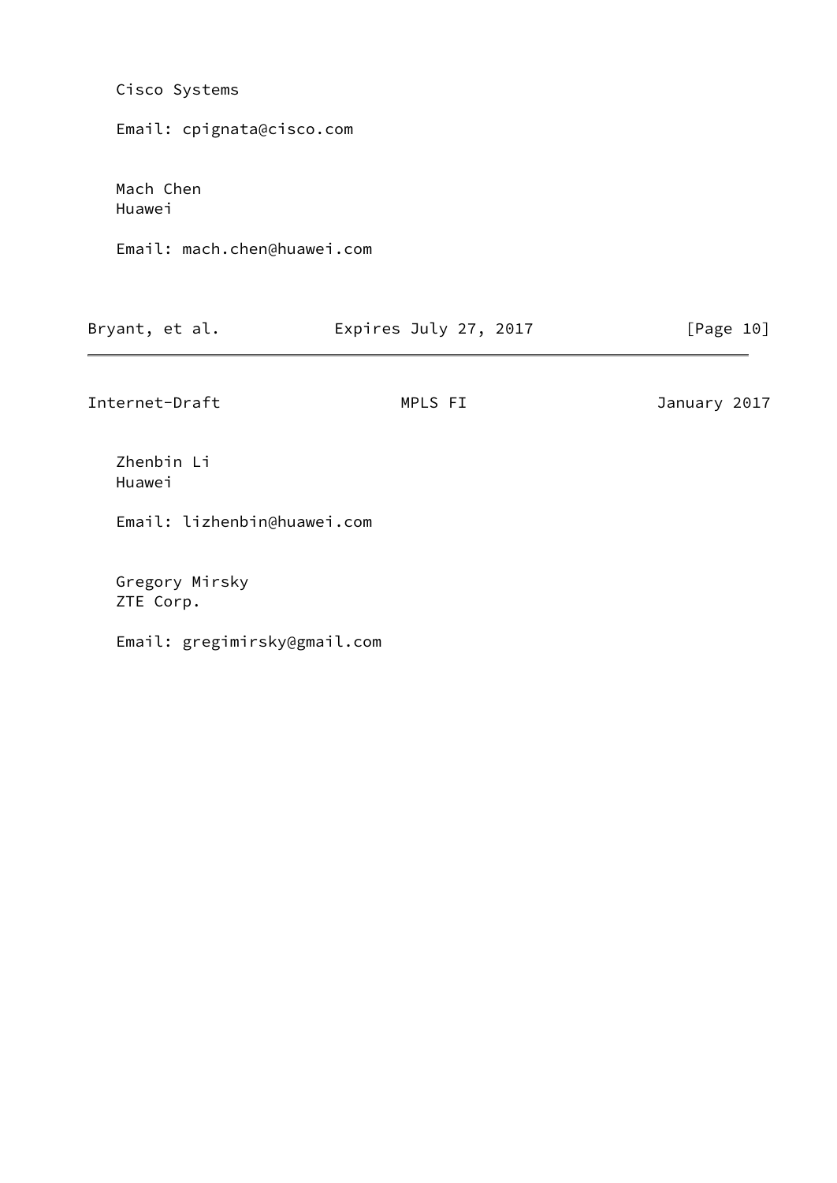Cisco Systems

Email: cpignata@cisco.com

Mach Chen
Huawei

Email: mach.chen@huawei.com

Zhenbin Li
Huawei

Email: lizhenbin@huawei.com

Gregory Mirsky
ZTE Corp.

Email: gregimirsky@gmail.com